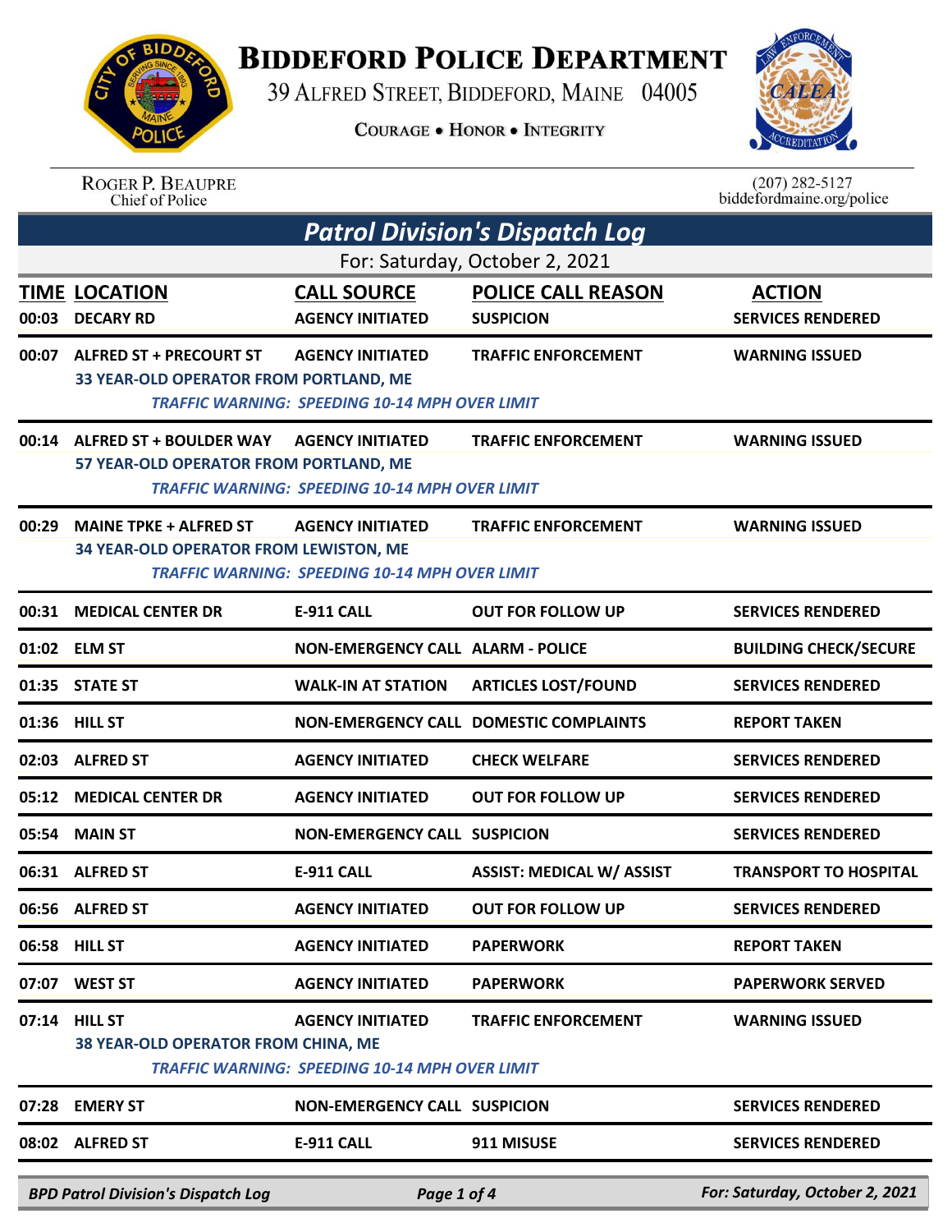# BIDDEFORD POLICE DEPARTMENT

39 ALFRED STREET, BIDDEFORD, MAINE 04005

COURAGE • HONOR • INTEGRITY

ROGER P. BEAUPRE
Chief of Police

(207) 282-5127
biddefordmaine.org/police

## *Patrol Division's Dispatch Log*

For: Saturday, October 2, 2021

| TIME | LOCATION | CALL SOURCE | POLICE CALL REASON | ACTION |
|---|---|---|---|---|
| 00:03 | DECARY RD | AGENCY INITIATED | SUSPICION | SERVICES RENDERED |
| 00:07 | ALFRED ST + PRECOURT ST | AGENCY INITIATED | TRAFFIC ENFORCEMENT | WARNING ISSUED |
| | 33 YEAR-OLD OPERATOR FROM PORTLAND, ME<br>*TRAFFIC WARNING: SPEEDING 10-14 MPH OVER LIMIT* | | | |
| 00:14 | ALFRED ST + BOULDER WAY | AGENCY INITIATED | TRAFFIC ENFORCEMENT | WARNING ISSUED |
| | 57 YEAR-OLD OPERATOR FROM PORTLAND, ME<br>*TRAFFIC WARNING: SPEEDING 10-14 MPH OVER LIMIT* | | | |
| 00:29 | MAINE TPKE + ALFRED ST | AGENCY INITIATED | TRAFFIC ENFORCEMENT | WARNING ISSUED |
| | 34 YEAR-OLD OPERATOR FROM LEWISTON, ME<br>*TRAFFIC WARNING: SPEEDING 10-14 MPH OVER LIMIT* | | | |
| 00:31 | MEDICAL CENTER DR | E-911 CALL | OUT FOR FOLLOW UP | SERVICES RENDERED |
| 01:02 | ELM ST | NON-EMERGENCY CALL | ALARM - POLICE | BUILDING CHECK/SECURE |
| 01:35 | STATE ST | WALK-IN AT STATION | ARTICLES LOST/FOUND | SERVICES RENDERED |
| 01:36 | HILL ST | NON-EMERGENCY CALL | DOMESTIC COMPLAINTS | REPORT TAKEN |
| 02:03 | ALFRED ST | AGENCY INITIATED | CHECK WELFARE | SERVICES RENDERED |
| 05:12 | MEDICAL CENTER DR | AGENCY INITIATED | OUT FOR FOLLOW UP | SERVICES RENDERED |
| 05:54 | MAIN ST | NON-EMERGENCY CALL | SUSPICION | SERVICES RENDERED |
| 06:31 | ALFRED ST | E-911 CALL | ASSIST: MEDICAL W/ ASSIST | TRANSPORT TO HOSPITAL |
| 06:56 | ALFRED ST | AGENCY INITIATED | OUT FOR FOLLOW UP | SERVICES RENDERED |
| 06:58 | HILL ST | AGENCY INITIATED | PAPERWORK | REPORT TAKEN |
| 07:07 | WEST ST | AGENCY INITIATED | PAPERWORK | PAPERWORK SERVED |
| 07:14 | HILL ST | AGENCY INITIATED | TRAFFIC ENFORCEMENT | WARNING ISSUED |
| | 38 YEAR-OLD OPERATOR FROM CHINA, ME<br>*TRAFFIC WARNING: SPEEDING 10-14 MPH OVER LIMIT* | | | |
| 07:28 | EMERY ST | NON-EMERGENCY CALL | SUSPICION | SERVICES RENDERED |
| 08:02 | ALFRED ST | E-911 CALL | 911 MISUSE | SERVICES RENDERED |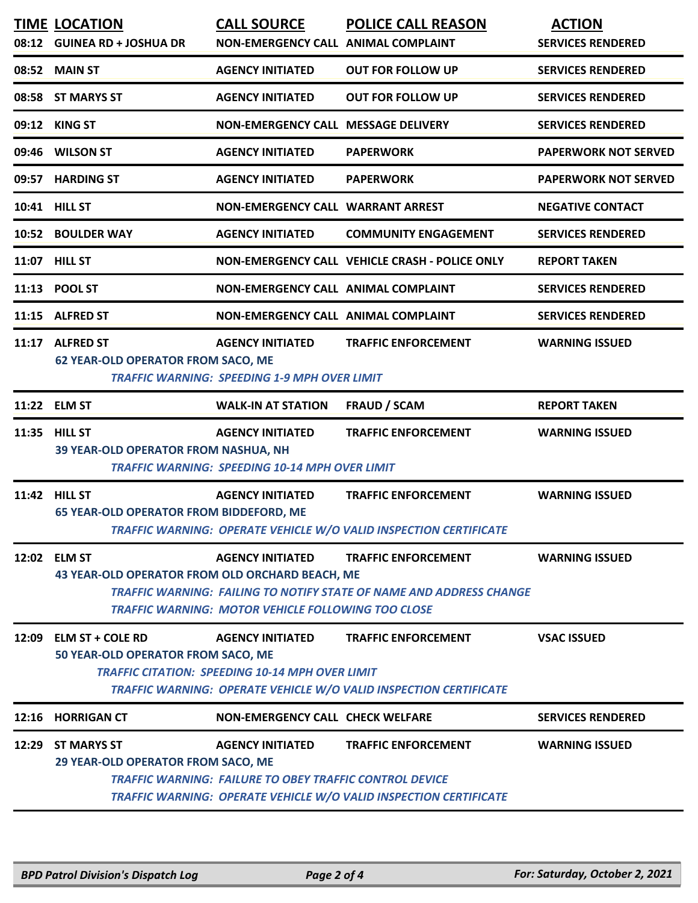| TIME | LOCATION | CALL SOURCE | POLICE CALL REASON | ACTION |
|---|---|---|---|---|
| 08:12 | GUINEA RD + JOSHUA DR | NON-EMERGENCY CALL | ANIMAL COMPLAINT | SERVICES RENDERED |
| 08:52 | MAIN ST | AGENCY INITIATED | OUT FOR FOLLOW UP | SERVICES RENDERED |
| 08:58 | ST MARYS ST | AGENCY INITIATED | OUT FOR FOLLOW UP | SERVICES RENDERED |
| 09:12 | KING ST | NON-EMERGENCY CALL | MESSAGE DELIVERY | SERVICES RENDERED |
| 09:46 | WILSON ST | AGENCY INITIATED | PAPERWORK | PAPERWORK NOT SERVED |
| 09:57 | HARDING ST | AGENCY INITIATED | PAPERWORK | PAPERWORK NOT SERVED |
| 10:41 | HILL ST | NON-EMERGENCY CALL | WARRANT ARREST | NEGATIVE CONTACT |
| 10:52 | BOULDER WAY | AGENCY INITIATED | COMMUNITY ENGAGEMENT | SERVICES RENDERED |
| 11:07 | HILL ST | NON-EMERGENCY CALL | VEHICLE CRASH - POLICE ONLY | REPORT TAKEN |
| 11:13 | POOL ST | NON-EMERGENCY CALL | ANIMAL COMPLAINT | SERVICES RENDERED |
| 11:15 | ALFRED ST | NON-EMERGENCY CALL | ANIMAL COMPLAINT | SERVICES RENDERED |
| 11:17 | ALFRED ST<br>62 YEAR-OLD OPERATOR FROM SACO, ME<br>*TRAFFIC WARNING: SPEEDING 1-9 MPH OVER LIMIT* | AGENCY INITIATED | TRAFFIC ENFORCEMENT | WARNING ISSUED |
| 11:22 | ELM ST | WALK-IN AT STATION | FRAUD / SCAM | REPORT TAKEN |
| 11:35 | HILL ST<br>39 YEAR-OLD OPERATOR FROM NASHUA, NH<br>*TRAFFIC WARNING: SPEEDING 10-14 MPH OVER LIMIT* | AGENCY INITIATED | TRAFFIC ENFORCEMENT | WARNING ISSUED |
| 11:42 | HILL ST<br>65 YEAR-OLD OPERATOR FROM BIDDEFORD, ME<br>*TRAFFIC WARNING: OPERATE VEHICLE W/O VALID INSPECTION CERTIFICATE* | AGENCY INITIATED | TRAFFIC ENFORCEMENT | WARNING ISSUED |
| 12:02 | ELM ST<br>43 YEAR-OLD OPERATOR FROM OLD ORCHARD BEACH, ME<br>*TRAFFIC WARNING: FAILING TO NOTIFY STATE OF NAME AND ADDRESS CHANGE*<br>*TRAFFIC WARNING: MOTOR VEHICLE FOLLOWING TOO CLOSE* | AGENCY INITIATED | TRAFFIC ENFORCEMENT | WARNING ISSUED |
| 12:09 | ELM ST + COLE RD<br>50 YEAR-OLD OPERATOR FROM SACO, ME<br>*TRAFFIC CITATION: SPEEDING 10-14 MPH OVER LIMIT*<br>*TRAFFIC WARNING: OPERATE VEHICLE W/O VALID INSPECTION CERTIFICATE* | AGENCY INITIATED | TRAFFIC ENFORCEMENT | VSAC ISSUED |
| 12:16 | HORRIGAN CT | NON-EMERGENCY CALL | CHECK WELFARE | SERVICES RENDERED |
| 12:29 | ST MARYS ST<br>29 YEAR-OLD OPERATOR FROM SACO, ME<br>*TRAFFIC WARNING: FAILURE TO OBEY TRAFFIC CONTROL DEVICE*<br>*TRAFFIC WARNING: OPERATE VEHICLE W/O VALID INSPECTION CERTIFICATE* | AGENCY INITIATED | TRAFFIC ENFORCEMENT | WARNING ISSUED |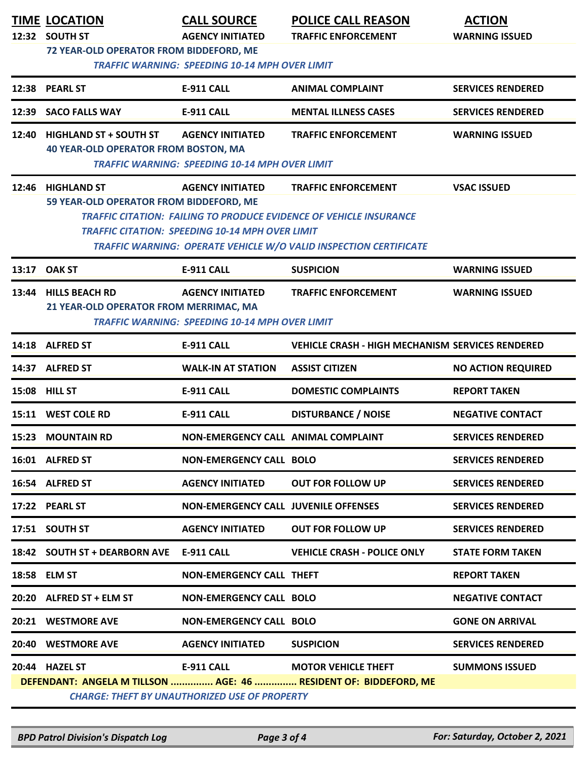| TIME | LOCATION | CALL SOURCE | POLICE CALL REASON | ACTION |
|---|---|---|---|---|
| 12:32 | SOUTH ST | AGENCY INITIATED | TRAFFIC ENFORCEMENT | WARNING ISSUED |
| | 72 YEAR-OLD OPERATOR FROM BIDDEFORD, ME | | | |
| | *TRAFFIC WARNING: SPEEDING 10-14 MPH OVER LIMIT* | | | |
| 12:38 | PEARL ST | E-911 CALL | ANIMAL COMPLAINT | SERVICES RENDERED |
| 12:39 | SACO FALLS WAY | E-911 CALL | MENTAL ILLNESS CASES | SERVICES RENDERED |
| 12:40 | HIGHLAND ST + SOUTH ST | AGENCY INITIATED | TRAFFIC ENFORCEMENT | WARNING ISSUED |
| | 40 YEAR-OLD OPERATOR FROM BOSTON, MA | | | |
| | *TRAFFIC WARNING: SPEEDING 10-14 MPH OVER LIMIT* | | | |
| 12:46 | HIGHLAND ST | AGENCY INITIATED | TRAFFIC ENFORCEMENT | VSAC ISSUED |
| | 59 YEAR-OLD OPERATOR FROM BIDDEFORD, ME | | | |
| | *TRAFFIC CITATION: FAILING TO PRODUCE EVIDENCE OF VEHICLE INSURANCE* | | | |
| | *TRAFFIC CITATION: SPEEDING 10-14 MPH OVER LIMIT* | | | |
| | *TRAFFIC WARNING: OPERATE VEHICLE W/O VALID INSPECTION CERTIFICATE* | | | |
| 13:17 | OAK ST | E-911 CALL | SUSPICION | WARNING ISSUED |
| 13:44 | HILLS BEACH RD | AGENCY INITIATED | TRAFFIC ENFORCEMENT | WARNING ISSUED |
| | 21 YEAR-OLD OPERATOR FROM MERRIMAC, MA | | | |
| | *TRAFFIC WARNING: SPEEDING 10-14 MPH OVER LIMIT* | | | |
| 14:18 | ALFRED ST | E-911 CALL | VEHICLE CRASH - HIGH MECHANISM | SERVICES RENDERED |
| 14:37 | ALFRED ST | WALK-IN AT STATION | ASSIST CITIZEN | NO ACTION REQUIRED |
| 15:08 | HILL ST | E-911 CALL | DOMESTIC COMPLAINTS | REPORT TAKEN |
| 15:11 | WEST COLE RD | E-911 CALL | DISTURBANCE / NOISE | NEGATIVE CONTACT |
| 15:23 | MOUNTAIN RD | NON-EMERGENCY CALL | ANIMAL COMPLAINT | SERVICES RENDERED |
| 16:01 | ALFRED ST | NON-EMERGENCY CALL | BOLO | SERVICES RENDERED |
| 16:54 | ALFRED ST | AGENCY INITIATED | OUT FOR FOLLOW UP | SERVICES RENDERED |
| 17:22 | PEARL ST | NON-EMERGENCY CALL | JUVENILE OFFENSES | SERVICES RENDERED |
| 17:51 | SOUTH ST | AGENCY INITIATED | OUT FOR FOLLOW UP | SERVICES RENDERED |
| 18:42 | SOUTH ST + DEARBORN AVE | E-911 CALL | VEHICLE CRASH - POLICE ONLY | STATE FORM TAKEN |
| 18:58 | ELM ST | NON-EMERGENCY CALL | THEFT | REPORT TAKEN |
| 20:20 | ALFRED ST + ELM ST | NON-EMERGENCY CALL | BOLO | NEGATIVE CONTACT |
| 20:21 | WESTMORE AVE | NON-EMERGENCY CALL | BOLO | GONE ON ARRIVAL |
| 20:40 | WESTMORE AVE | AGENCY INITIATED | SUSPICION | SERVICES RENDERED |
| 20:44 | HAZEL ST | E-911 CALL | MOTOR VEHICLE THEFT | SUMMONS ISSUED |
| | DEFENDANT: ANGELA M TILLSON ............... AGE: 46 ............... RESIDENT OF: BIDDEFORD, ME | | | |
| | *CHARGE: THEFT BY UNAUTHORIZED USE OF PROPERTY* | | | |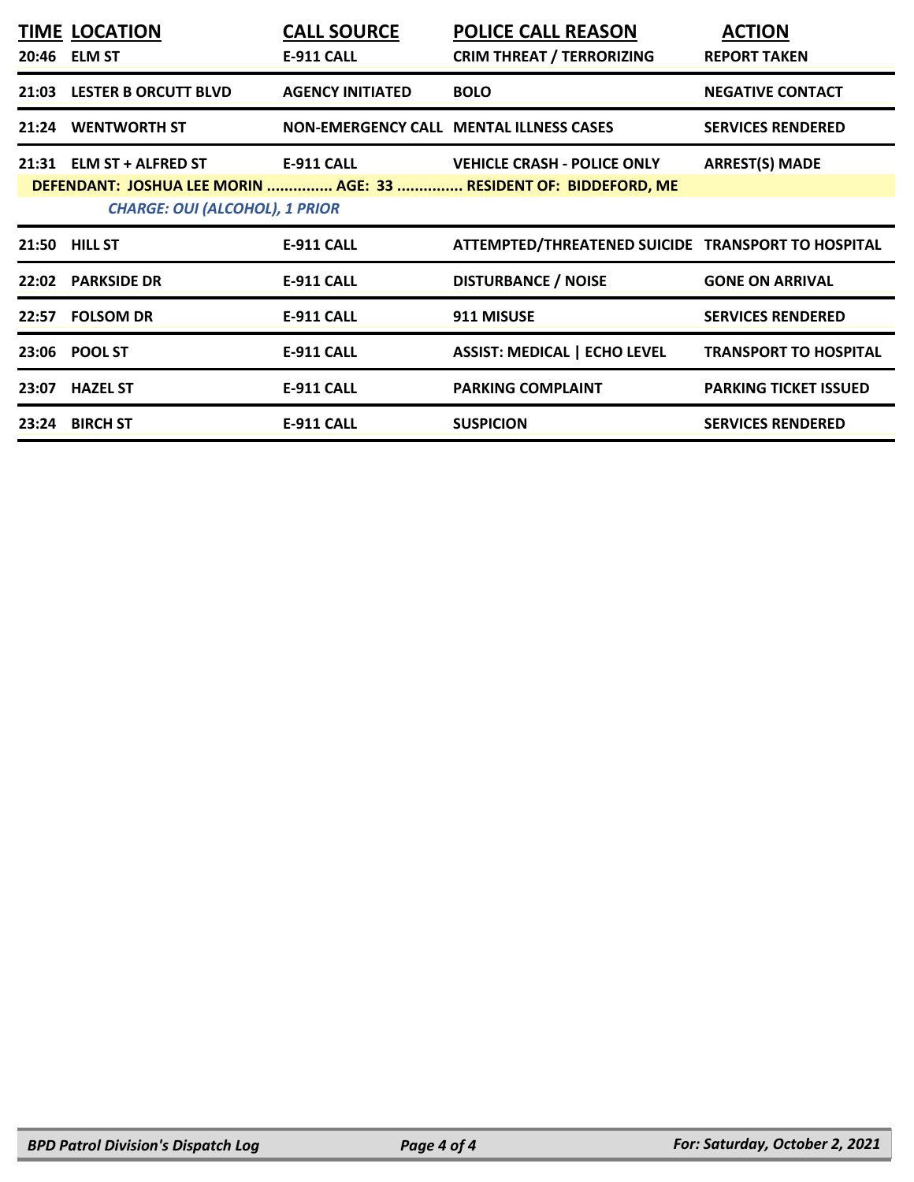| TIME | LOCATION | CALL SOURCE | POLICE CALL REASON | ACTION |
|---|---|---|---|---|
| 20:46 | ELM ST | E-911 CALL | CRIM THREAT / TERRORIZING | REPORT TAKEN |
| 21:03 | LESTER B ORCUTT BLVD | AGENCY INITIATED | BOLO | NEGATIVE CONTACT |
| 21:24 | WENTWORTH ST | NON-EMERGENCY CALL | MENTAL ILLNESS CASES | SERVICES RENDERED |
| 21:31 | ELM ST + ALFRED ST | E-911 CALL | VEHICLE CRASH - POLICE ONLY | ARREST(S) MADE |
| DEFENDANT: JOSHUA LEE MORIN ............... AGE: 33 ............... RESIDENT OF: BIDDEFORD, ME | | | | |
| *CHARGE: OUI (ALCOHOL), 1 PRIOR* | | | | |
| 21:50 | HILL ST | E-911 CALL | ATTEMPTED/THREATENED SUICIDE | TRANSPORT TO HOSPITAL |
| 22:02 | PARKSIDE DR | E-911 CALL | DISTURBANCE / NOISE | GONE ON ARRIVAL |
| 22:57 | FOLSOM DR | E-911 CALL | 911 MISUSE | SERVICES RENDERED |
| 23:06 | POOL ST | E-911 CALL | ASSIST: MEDICAL \| ECHO LEVEL | TRANSPORT TO HOSPITAL |
| 23:07 | HAZEL ST | E-911 CALL | PARKING COMPLAINT | PARKING TICKET ISSUED |
| 23:24 | BIRCH ST | E-911 CALL | SUSPICION | SERVICES RENDERED |